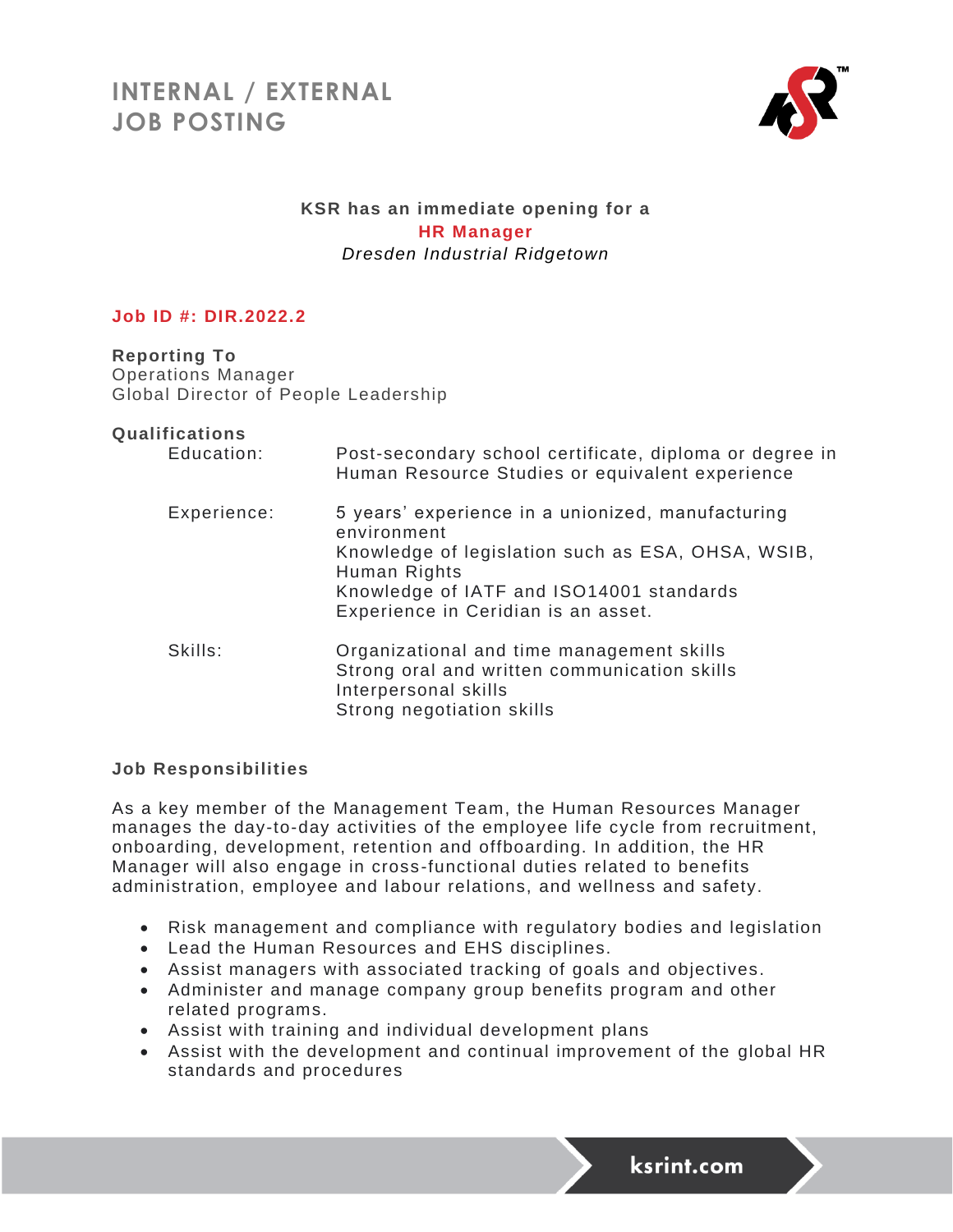# INTERNAL / EXTERNAL JOB POSTING

**KSR has an immediate opening for a**

**HR Manager**

*Dresden Industrial Ridgetown*

**Job ID #: DIR.2022.2**

**Reporting To**

Operations Manager
Global Director of People Leadership

**Qualifications**

| | |
|---|---|
| Education: | Post-secondary school certificate, diploma or degree in Human Resource Studies or equivalent experience |
| Experience: | 5 years' experience in a unionized, manufacturing environment<br>Knowledge of legislation such as ESA, OHSA, WSIB, Human Rights<br>Knowledge of IATF and ISO14001 standards<br>Experience in Ceridian is an asset. |
| Skills: | Organizational and time management skills<br>Strong oral and written communication skills<br>Interpersonal skills<br>Strong negotiation skills |

**Job Responsibilities**

As a key member of the Management Team, the Human Resources Manager manages the day-to-day activities of the employee life cycle from recruitment, onboarding, development, retention and offboarding. In addition, the HR Manager will also engage in cross-functional duties related to benefits administration, employee and labour relations, and wellness and safety.

- Risk management and compliance with regulatory bodies and legislation
- Lead the Human Resources and EHS disciplines.
- Assist managers with associated tracking of goals and objectives.
- Administer and manage company group benefits program and other related programs.
- Assist with training and individual development plans
- Assist with the development and continual improvement of the global HR standards and procedures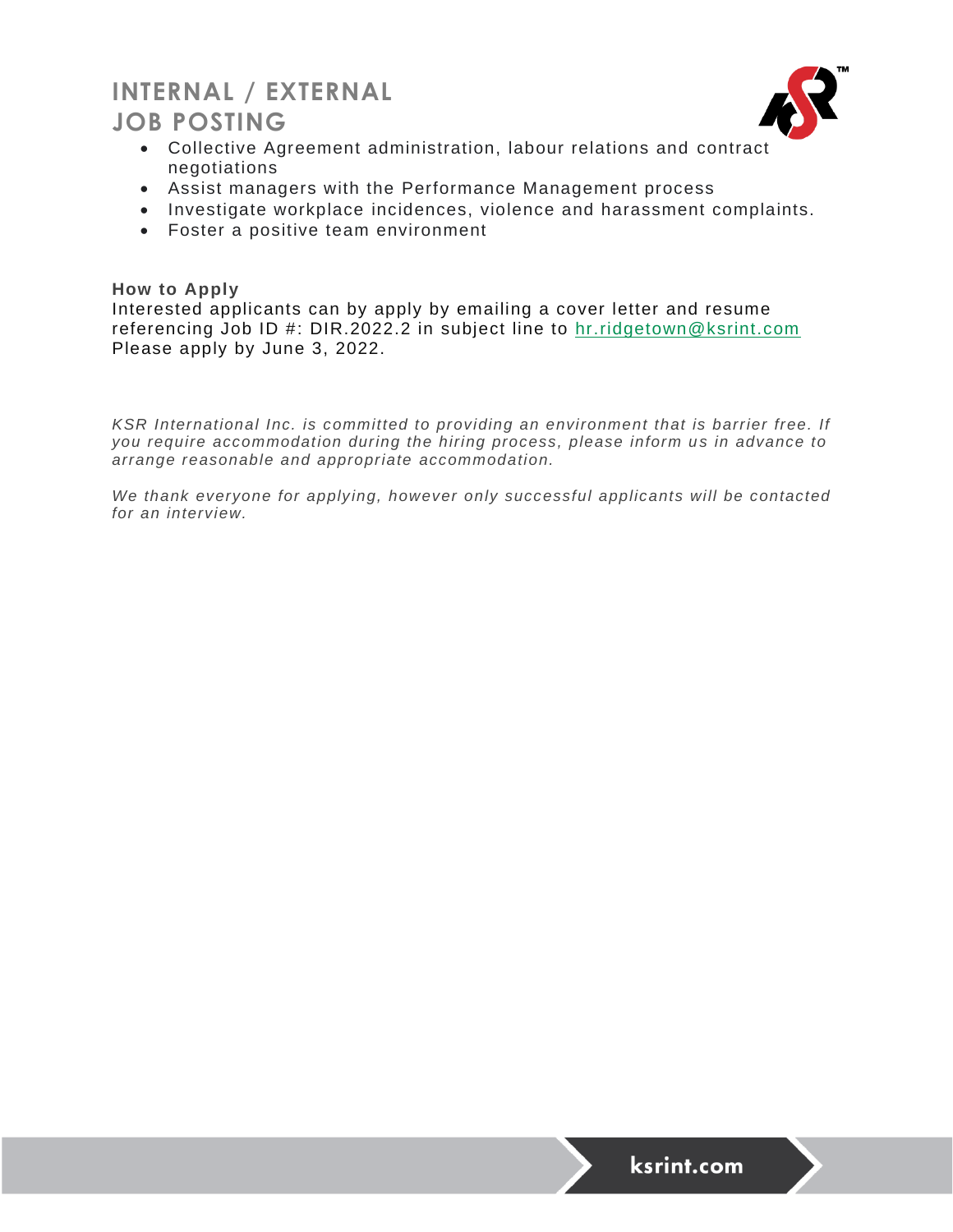- Collective Agreement administration, labour relations and contract negotiations
- Assist managers with the Performance Management process
- Investigate workplace incidences, violence and harassment complaints.
- Foster a positive team environment

**How to Apply**

Interested applicants can by apply by emailing a cover letter and resume referencing Job ID #: DIR.2022.2 in subject line to hr.ridgetown@ksrint.com
Please apply by June 3, 2022.

*KSR International Inc. is committed to providing an environment that is barrier free. If you require accommodation during the hiring process, please inform us in advance to arrange reasonable and appropriate accommodation.*

*We thank everyone for applying, however only successful applicants will be contacted for an interview.*